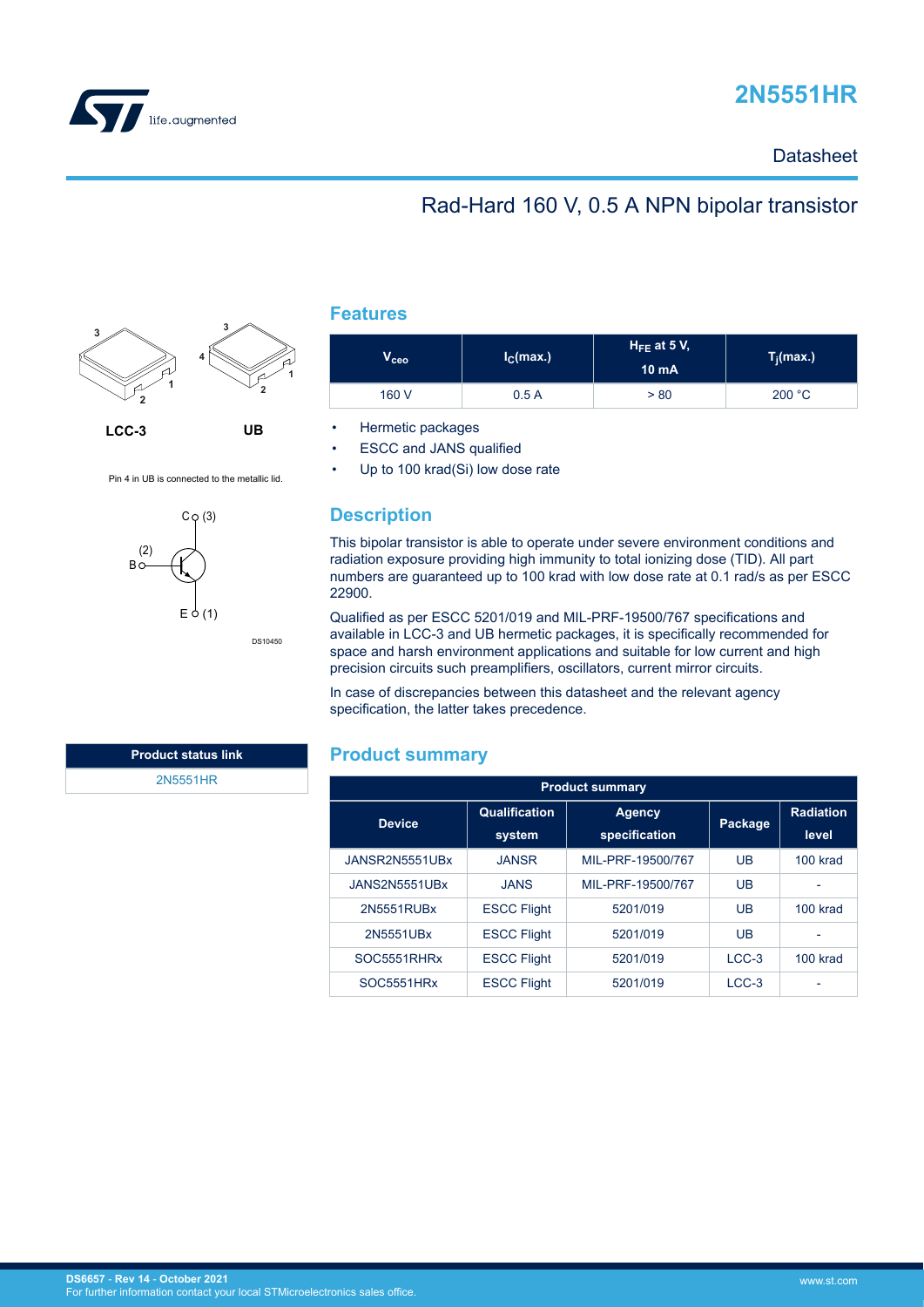# 2N5551HR

Datasheet

## Rad-Hard 160 V, 0.5 A NPN bipolar transistor

LCC-3 UB

Pin 4 in UB is connected to the metallic lid.

| Product status link |
|---|
| 2N5551HR |

## Features

| $V_{ceo}$ | $I_C$(max.) | $H_{FE}$ at 5 V, 10 mA | $T_j$(max.) |
|---|---|---|---|
| 160 V | 0.5 A | > 80 | 200 °C |

- Hermetic packages
- ESCC and JANS qualified
- Up to 100 krad(Si) low dose rate

## Description

This bipolar transistor is able to operate under severe environment conditions and radiation exposure providing high immunity to total ionizing dose (TID). All part numbers are guaranteed up to 100 krad with low dose rate at 0.1 rad/s as per ESCC 22900.

Qualified as per ESCC 5201/019 and MIL-PRF-19500/767 specifications and available in LCC-3 and UB hermetic packages, it is specifically recommended for space and harsh environment applications and suitable for low current and high precision circuits such preamplifiers, oscillators, current mirror circuits.

In case of discrepancies between this datasheet and the relevant agency specification, the latter takes precedence.

## Product summary

| Product summary | | | | |
|---|---|---|---|---|
| Device | Qualification system | Agency specification | Package | Radiation level |
| JANSR2N5551UBx | JANSR | MIL-PRF-19500/767 | UB | 100 krad |
| JANS2N5551UBx | JANS | MIL-PRF-19500/767 | UB | - |
| 2N5551RUBx | ESCC Flight | 5201/019 | UB | 100 krad |
| 2N5551UBx | ESCC Flight | 5201/019 | UB | - |
| SOC5551RHRx | ESCC Flight | 5201/019 | LCC-3 | 100 krad |
| SOC5551HRx | ESCC Flight | 5201/019 | LCC-3 | - |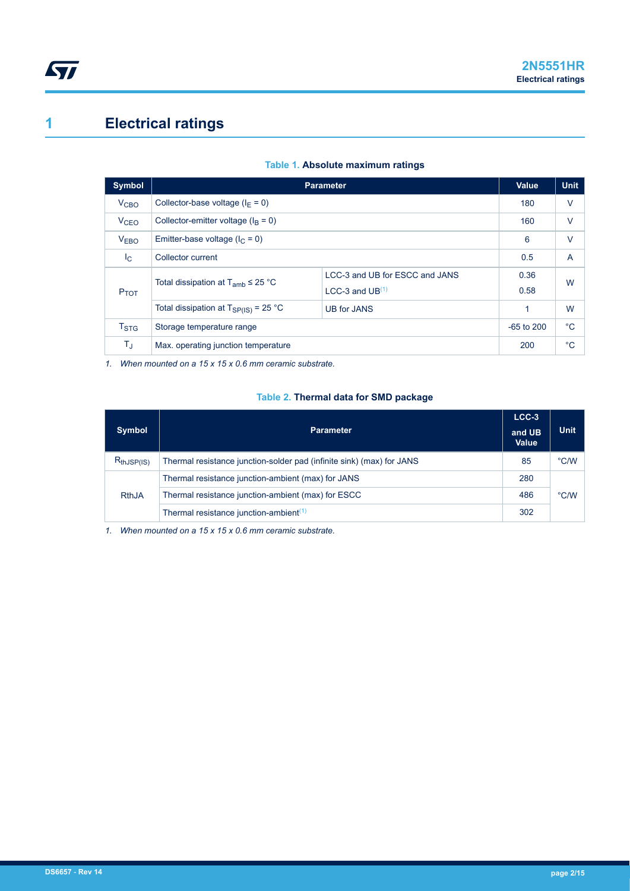# 1 Electrical ratings

**Table 1. Absolute maximum ratings**

| Symbol | Parameter | | Value | Unit |
|---|---|---|---|---|
| $V_{CBO}$ | Collector-base voltage ($I_E = 0$) | | 180 | V |
| $V_{CEO}$ | Collector-emitter voltage ($I_B = 0$) | | 160 | V |
| $V_{EBO}$ | Emitter-base voltage ($I_C = 0$) | | 6 | V |
| $I_C$ | Collector current | | 0.5 | A |
| $P_{TOT}$ | Total dissipation at $T_{amb} \leq 25$ °C | LCC-3 and UB for ESCC and JANS | 0.36 | W |
| | | LCC-3 and UB(1) | 0.58 | W |
| | Total dissipation at $T_{SP(IS)} = 25$ °C | UB for JANS | 1 | W |
| $T_{STG}$ | Storage temperature range | | -65 to 200 | °C |
| $T_J$ | Max. operating junction temperature | | 200 | °C |

*1. When mounted on a 15 x 15 x 0.6 mm ceramic substrate.*

**Table 2. Thermal data for SMD package**

| Symbol | Parameter | LCC-3 and UB Value | Unit |
|---|---|---|---|
| $R_{thJSP(IS)}$ | Thermal resistance junction-solder pad (infinite sink) (max) for JANS | 85 | °C/W |
| RthJA | Thermal resistance junction-ambient (max) for JANS | 280 | °C/W |
| | Thermal resistance junction-ambient (max) for ESCC | 486 | |
| | Thermal resistance junction-ambient(1) | 302 | |

*1. When mounted on a 15 x 15 x 0.6 mm ceramic substrate.*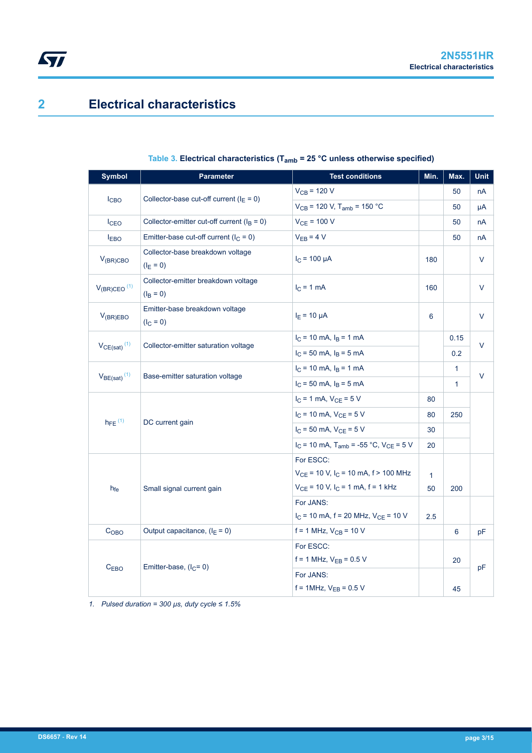# 2 Electrical characteristics

**Table 3. Electrical characteristics ($T_{amb}$ = 25 °C unless otherwise specified)**

| Symbol | Parameter | Test conditions | Min. | Max. | Unit |
|---|---|---|---|---|---|
| $I_{CBO}$ | Collector-base cut-off current ($I_E$ = 0) | $V_{CB}$ = 120 V | | 50 | nA |
| | | $V_{CB}$ = 120 V, $T_{amb}$ = 150 °C | | 50 | µA |
| $I_{CEO}$ | Collector-emitter cut-off current ($I_B$ = 0) | $V_{CE}$ = 100 V | | 50 | nA |
| $I_{EBO}$ | Emitter-base cut-off current ($I_C$ = 0) | $V_{EB}$ = 4 V | | 50 | nA |
| $V_{(BR)CBO}$ | Collector-base breakdown voltage ($I_E$ = 0) | $I_C$ = 100 µA | 180 | | V |
| $V_{(BR)CEO}$ [(1)] | Collector-emitter breakdown voltage ($I_B$ = 0) | $I_C$ = 1 mA | 160 | | V |
| $V_{(BR)EBO}$ | Emitter-base breakdown voltage ($I_C$ = 0) | $I_E$ = 10 µA | 6 | | V |
| $V_{CE(sat)}$ [(1)] | Collector-emitter saturation voltage | $I_C$ = 10 mA, $I_B$ = 1 mA | | 0.15 | V |
| | | $I_C$ = 50 mA, $I_B$ = 5 mA | | 0.2 | |
| $V_{BE(sat)}$ [(1)] | Base-emitter saturation voltage | $I_C$ = 10 mA, $I_B$ = 1 mA | | 1 | V |
| | | $I_C$ = 50 mA, $I_B$ = 5 mA | | 1 | |
| $h_{FE}$ [(1)] | DC current gain | $I_C$ = 1 mA, $V_{CE}$ = 5 V | 80 | | |
| | | $I_C$ = 10 mA, $V_{CE}$ = 5 V | 80 | 250 | |
| | | $I_C$ = 50 mA, $V_{CE}$ = 5 V | 30 | | |
| | | $I_C$ = 10 mA, $T_{amb}$ = -55 °C, $V_{CE}$ = 5 V | 20 | | |
| $h_{fe}$ | Small signal current gain | For ESCC: $V_{CE}$ = 10 V, $I_C$ = 10 mA, f > 100 MHz | 1 | | |
| | | $V_{CE}$ = 10 V, $I_C$ = 1 mA, f = 1 kHz | 50 | 200 | |
| | | For JANS: $I_C$ = 10 mA, f = 20 MHz, $V_{CE}$ = 10 V | 2.5 | | |
| $C_{OBO}$ | Output capacitance, ($I_E$ = 0) | f = 1 MHz, $V_{CB}$ = 10 V | | 6 | pF |
| $C_{EBO}$ | Emitter-base, ($I_C$= 0) | For ESCC: f = 1 MHz, $V_{EB}$ = 0.5 V | | 20 | pF |
| | | For JANS: f = 1MHz, $V_{EB}$ = 0.5 V | | 45 | |

*1. Pulsed duration = 300 µs, duty cycle ≤ 1.5%*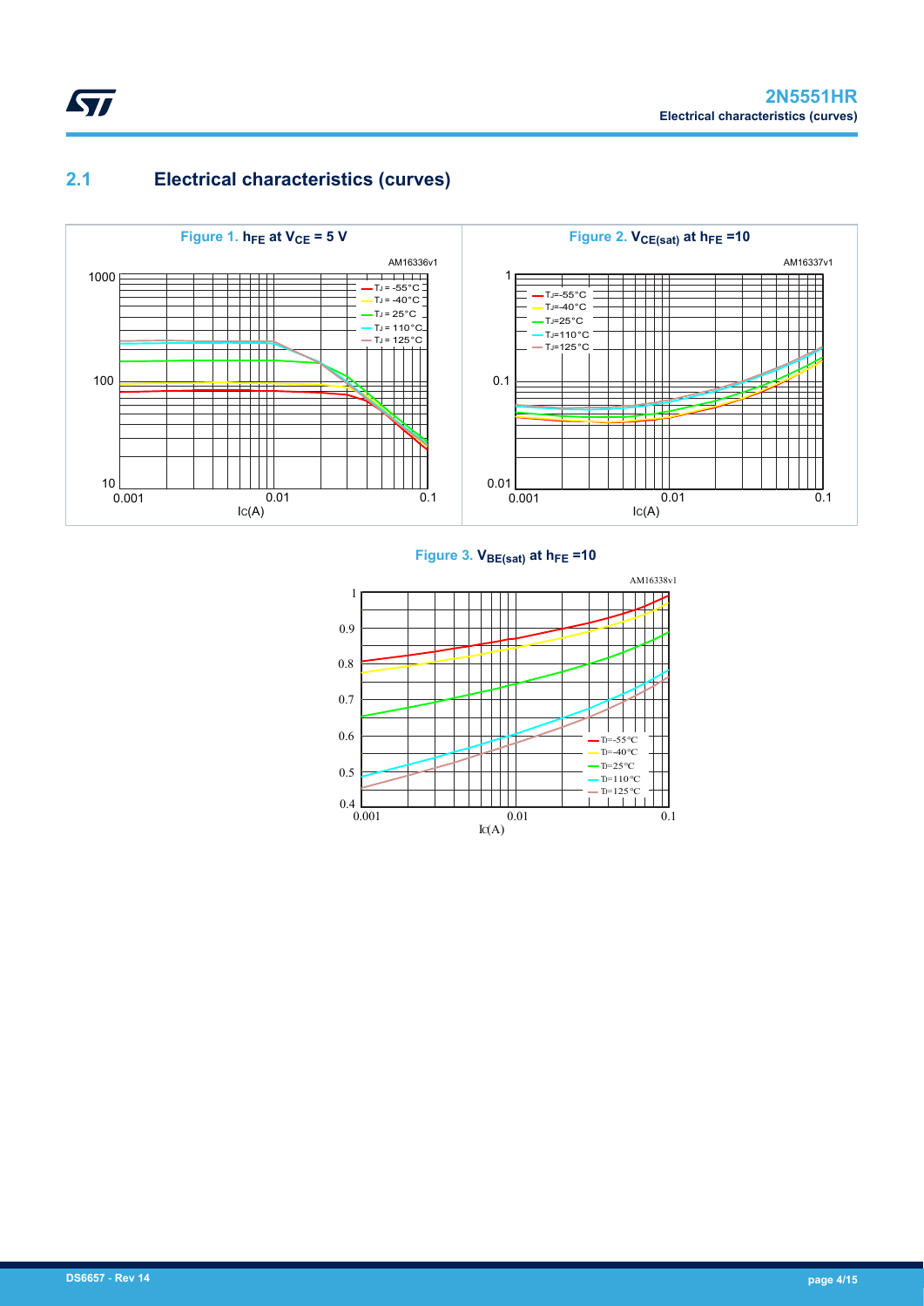## 2.1 Electrical characteristics (curves)

**Figure 1.** $h_{FE}$ **at** $V_{CE}$ **= 5 V**

**Figure 2.** $V_{CE(sat)}$ **at** $h_{FE}$ **=10**

**Figure 3.** $V_{BE(sat)}$ **at** $h_{FE}$ **=10**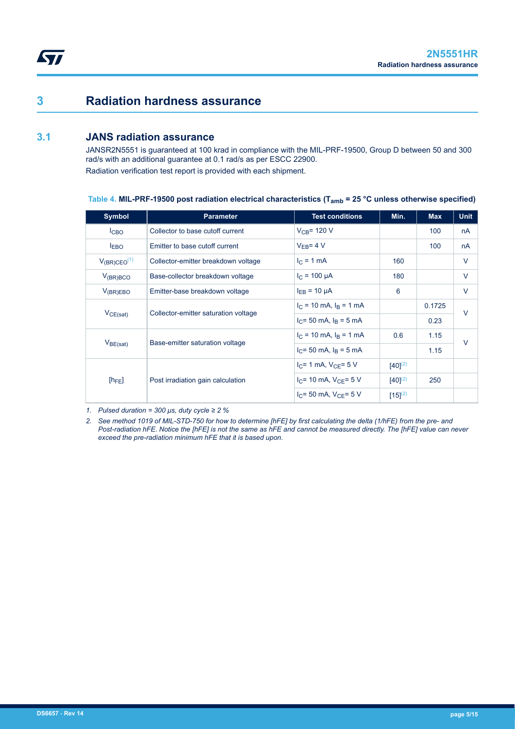# 3 Radiation hardness assurance

## 3.1 JANS radiation assurance

JANSR2N5551 is guaranteed at 100 krad in compliance with the MIL-PRF-19500, Group D between 50 and 300 rad/s with an additional guarantee at 0.1 rad/s as per ESCC 22900.

Radiation verification test report is provided with each shipment.

**Table 4. MIL-PRF-19500 post radiation electrical characteristics ($T_{amb}$ = 25 °C unless otherwise specified)**

| Symbol | Parameter | Test conditions | Min. | Max | Unit |
|---|---|---|---|---|---|
| $I_{CBO}$ | Collector to base cutoff current | $V_{CB}$= 120 V | | 100 | nA |
| $I_{EBO}$ | Emitter to base cutoff current | $V_{EB}$= 4 V | | 100 | nA |
| $V_{(BR)CEO}$ [(1)] | Collector-emitter breakdown voltage | $I_C$ = 1 mA | 160 | | V |
| $V_{(BR)BCO}$ | Base-collector breakdown voltage | $I_C$ = 100 µA | 180 | | V |
| $V_{(BR)EBO}$ | Emitter-base breakdown voltage | $I_{EB}$ = 10 µA | 6 | | V |
| $V_{CE(sat)}$ | Collector-emitter saturation voltage | $I_C$ = 10 mA, $I_B$ = 1 mA | | 0.1725 | V |
| | | $I_C$= 50 mA, $I_B$ = 5 mA | | 0.23 | |
| $V_{BE(sat)}$ | Base-emitter saturation voltage | $I_C$ = 10 mA, $I_B$ = 1 mA | 0.6 | 1.15 | V |
| | | $I_C$= 50 mA, $I_B$ = 5 mA | | 1.15 | |
| $[h_{FE}]$ | Post irradiation gain calculation | $I_C$= 1 mA, $V_{CE}$= 5 V | [40][(2)] | | |
| | | $I_C$= 10 mA, $V_{CE}$= 5 V | [40][(2)] | 250 | |
| | | $I_C$= 50 mA, $V_{CE}$= 5 V | [15][(2)] | | |

*1. Pulsed duration = 300 µs, duty cycle ≥ 2 %*

*2. See method 1019 of MIL-STD-750 for how to determine [hFE] by first calculating the delta (1/hFE) from the pre- and Post-radiation hFE. Notice the [hFE] is not the same as hFE and cannot be measured directly. The [hFE] value can never exceed the pre-radiation minimum hFE that it is based upon.*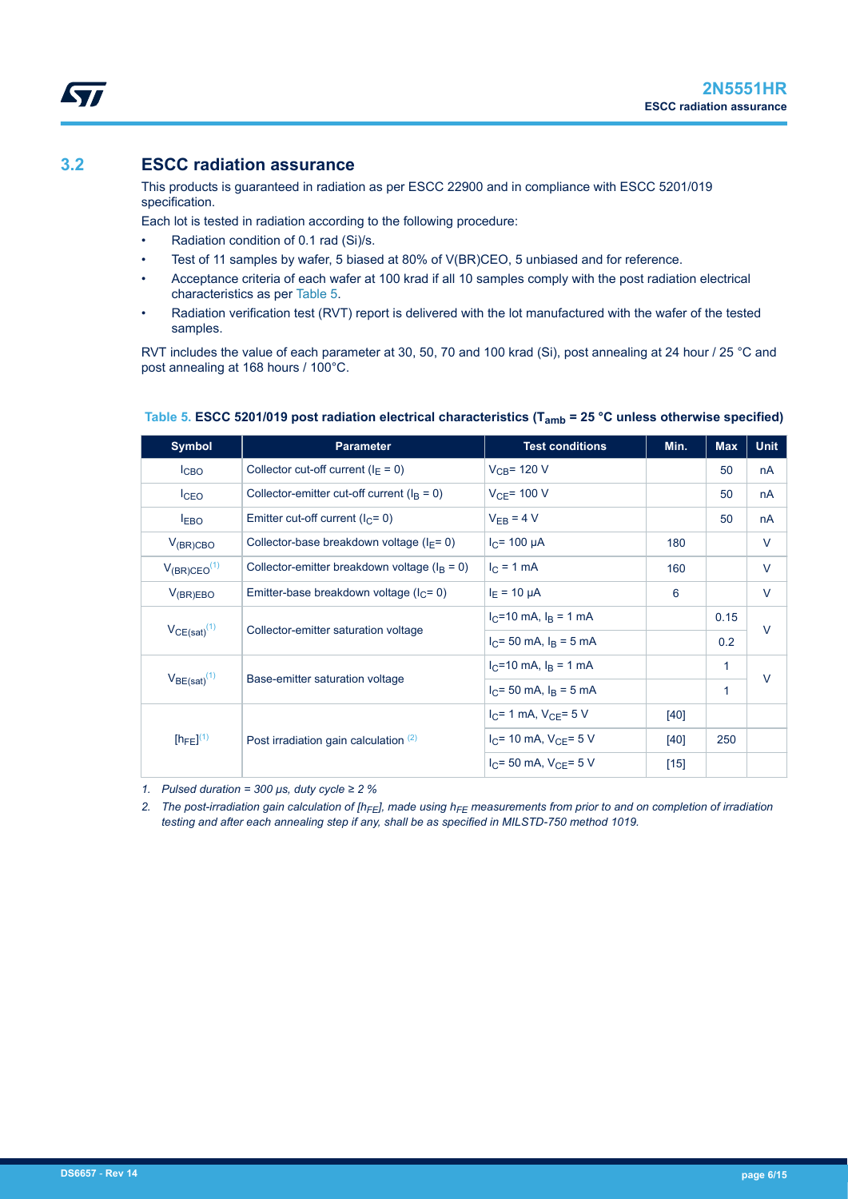## 3.2 ESCC radiation assurance

This products is guaranteed in radiation as per ESCC 22900 and in compliance with ESCC 5201/019 specification.

Each lot is tested in radiation according to the following procedure:

- Radiation condition of 0.1 rad (Si)/s.
- Test of 11 samples by wafer, 5 biased at 80% of V(BR)CEO, 5 unbiased and for reference.
- Acceptance criteria of each wafer at 100 krad if all 10 samples comply with the post radiation electrical characteristics as per Table 5.
- Radiation verification test (RVT) report is delivered with the lot manufactured with the wafer of the tested samples.

RVT includes the value of each parameter at 30, 50, 70 and 100 krad (Si), post annealing at 24 hour / 25 °C and post annealing at 168 hours / 100°C.

**Table 5. ESCC 5201/019 post radiation electrical characteristics ($T_{amb}$ = 25 °C unless otherwise specified)**

| Symbol | Parameter | Test conditions | Min. | Max | Unit |
|---|---|---|---|---|---|
| $I_{CBO}$ | Collector cut-off current ($I_E$ = 0) | $V_{CB}$= 120 V | | 50 | nA |
| $I_{CEO}$ | Collector-emitter cut-off current ($I_B$ = 0) | $V_{CE}$= 100 V | | 50 | nA |
| $I_{EBO}$ | Emitter cut-off current ($I_C$= 0) | $V_{EB}$ = 4 V | | 50 | nA |
| $V_{(BR)CBO}$ | Collector-base breakdown voltage ($I_E$= 0) | $I_C$= 100 µA | 180 | | V |
| $V_{(BR)CEO}$ (1) | Collector-emitter breakdown voltage ($I_B$ = 0) | $I_C$ = 1 mA | 160 | | V |
| $V_{(BR)EBO}$ | Emitter-base breakdown voltage ($I_C$= 0) | $I_E$ = 10 µA | 6 | | V |
| $V_{CE(sat)}$ (1) | Collector-emitter saturation voltage | $I_C$=10 mA, $I_B$ = 1 mA | | 0.15 | V |
| | | $I_C$= 50 mA, $I_B$ = 5 mA | | 0.2 | |
| $V_{BE(sat)}$ (1) | Base-emitter saturation voltage | $I_C$=10 mA, $I_B$ = 1 mA | | 1 | V |
| | | $I_C$= 50 mA, $I_B$ = 5 mA | | 1 | |
| $[h_{FE}]$ (1) | Post irradiation gain calculation (2) | $I_C$= 1 mA, $V_{CE}$= 5 V | [40] | | |
| | | $I_C$= 10 mA, $V_{CE}$= 5 V | [40] | 250 | |
| | | $I_C$= 50 mA, $V_{CE}$= 5 V | [15] | | |

1. *Pulsed duration = 300 µs, duty cycle ≥ 2 %*
2. *The post-irradiation gain calculation of $[h_{FE}]$, made using $h_{FE}$ measurements from prior to and on completion of irradiation testing and after each annealing step if any, shall be as specified in MILSTD-750 method 1019.*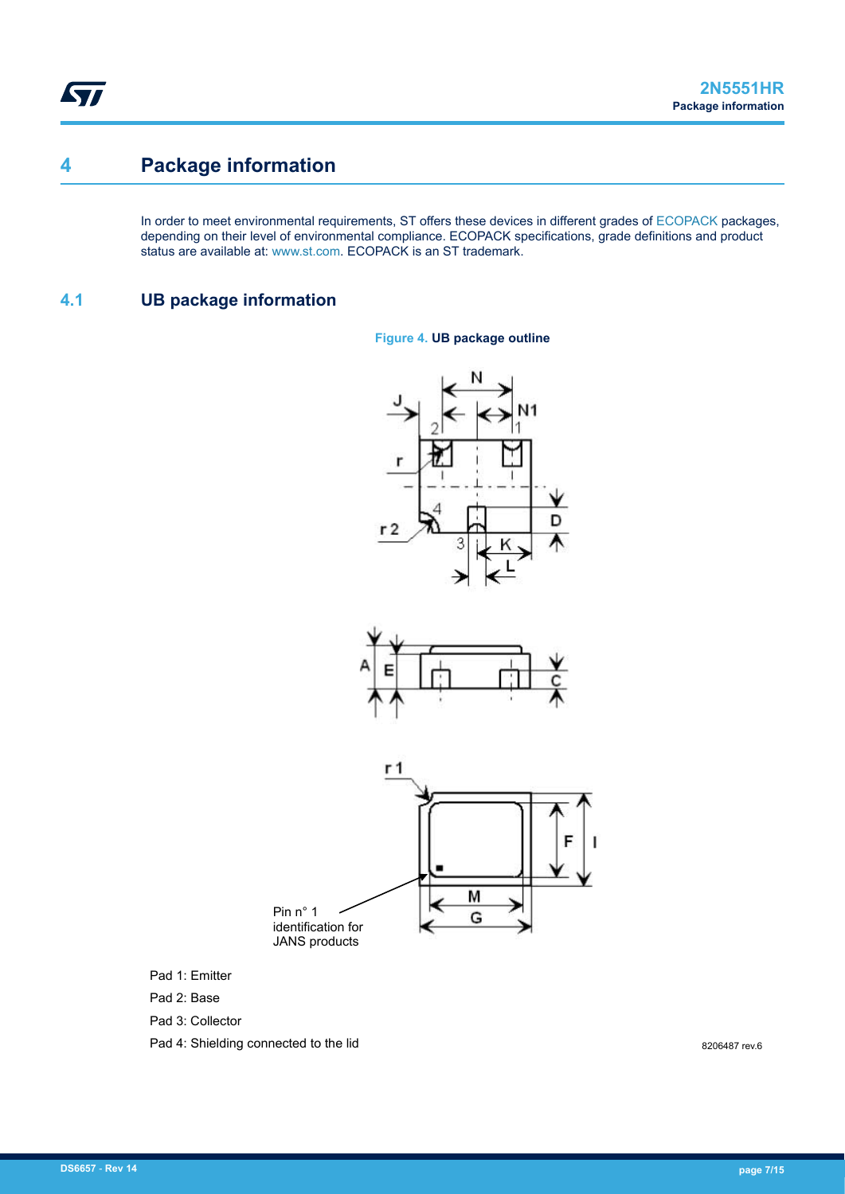# 4 Package information

In order to meet environmental requirements, ST offers these devices in different grades of ECOPACK packages, depending on their level of environmental compliance. ECOPACK specifications, grade definitions and product status are available at: www.st.com. ECOPACK is an ST trademark.

## 4.1 UB package information

**Figure 4. UB package outline**

Pin n° 1 identification for JANS products

Pad 1: Emitter

Pad 2: Base

Pad 3: Collector

Pad 4: Shielding connected to the lid

8206487 rev.6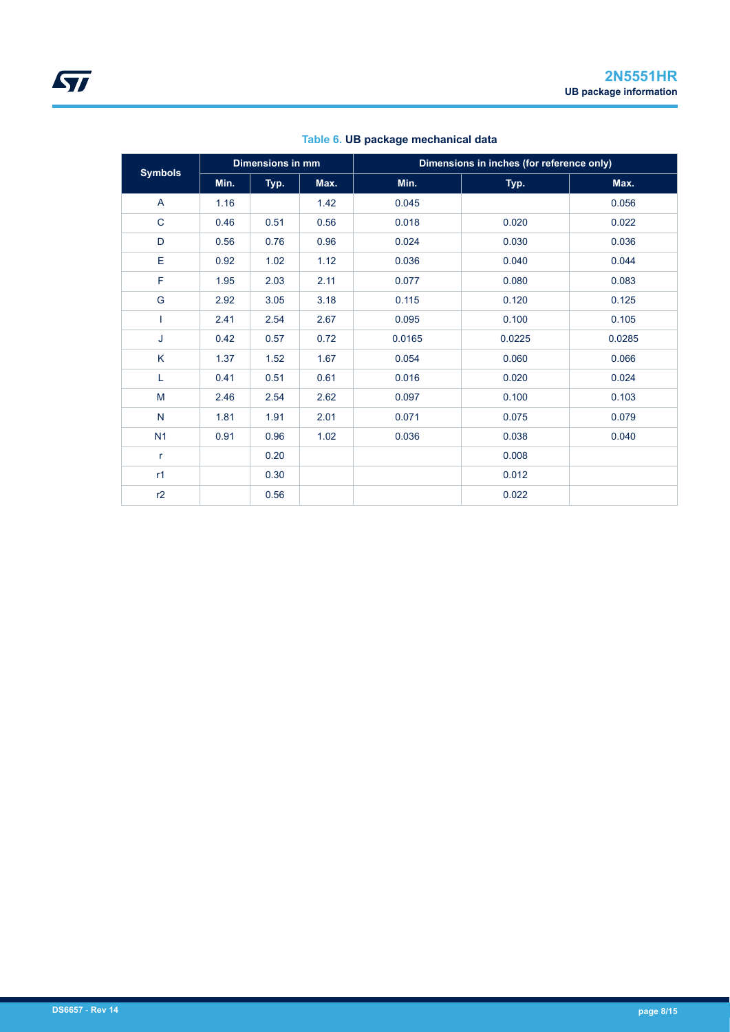**Table 6. UB package mechanical data**

| Symbols | Dimensions in mm | | | Dimensions in inches (for reference only) | | |
|---|---|---|---|---|---|---|
| | Min. | Typ. | Max. | Min. | Typ. | Max. |
| A | 1.16 | | 1.42 | 0.045 | | 0.056 |
| C | 0.46 | 0.51 | 0.56 | 0.018 | 0.020 | 0.022 |
| D | 0.56 | 0.76 | 0.96 | 0.024 | 0.030 | 0.036 |
| E | 0.92 | 1.02 | 1.12 | 0.036 | 0.040 | 0.044 |
| F | 1.95 | 2.03 | 2.11 | 0.077 | 0.080 | 0.083 |
| G | 2.92 | 3.05 | 3.18 | 0.115 | 0.120 | 0.125 |
| I | 2.41 | 2.54 | 2.67 | 0.095 | 0.100 | 0.105 |
| J | 0.42 | 0.57 | 0.72 | 0.0165 | 0.0225 | 0.0285 |
| K | 1.37 | 1.52 | 1.67 | 0.054 | 0.060 | 0.066 |
| L | 0.41 | 0.51 | 0.61 | 0.016 | 0.020 | 0.024 |
| M | 2.46 | 2.54 | 2.62 | 0.097 | 0.100 | 0.103 |
| N | 1.81 | 1.91 | 2.01 | 0.071 | 0.075 | 0.079 |
| N1 | 0.91 | 0.96 | 1.02 | 0.036 | 0.038 | 0.040 |
| r | | 0.20 | | | 0.008 | |
| r1 | | 0.30 | | | 0.012 | |
| r2 | | 0.56 | | | 0.022 | |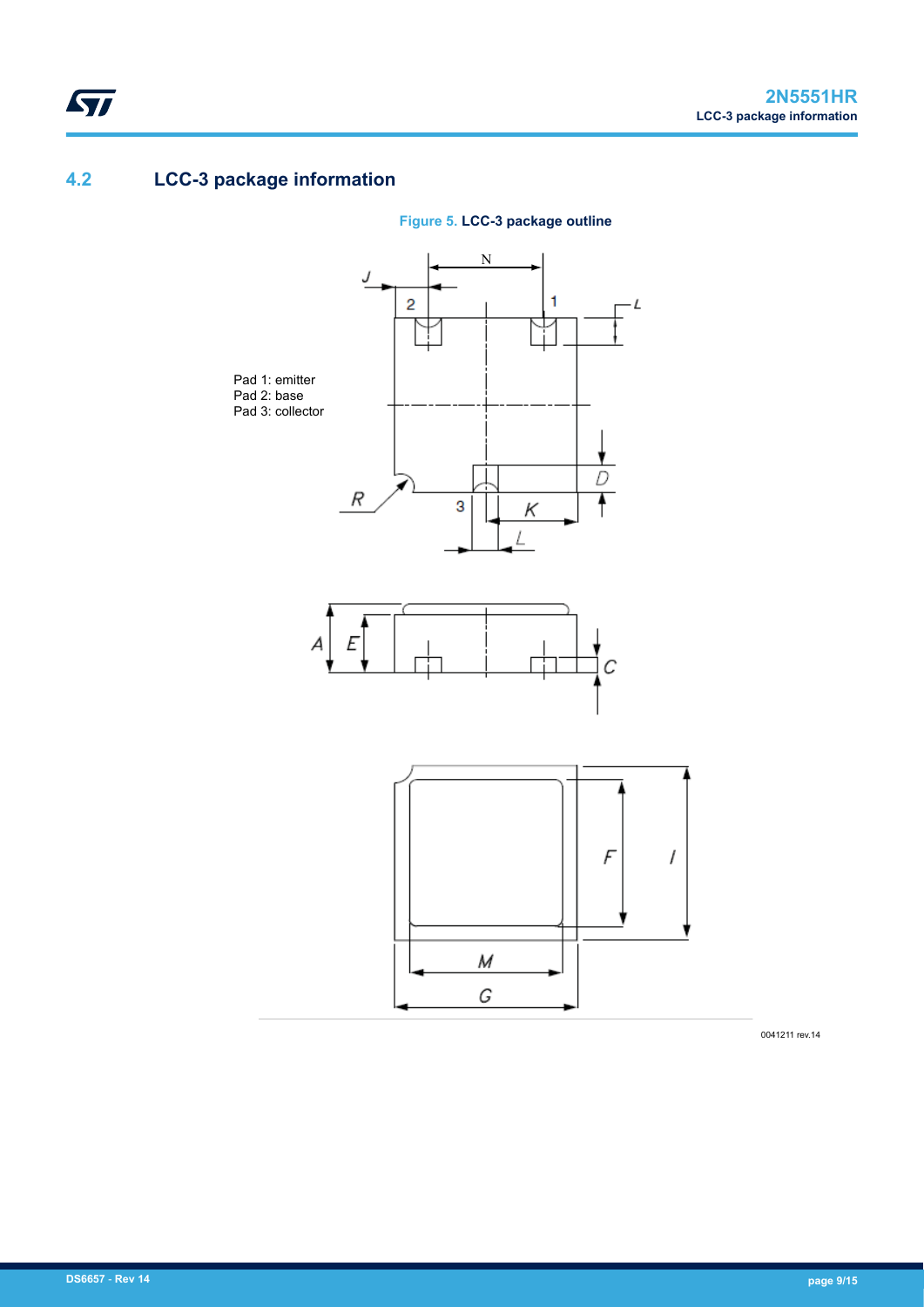## 4.2 LCC-3 package information

**Figure 5. LCC-3 package outline**

Pad 1: emitter
Pad 2: base
Pad 3: collector

0041211 rev.14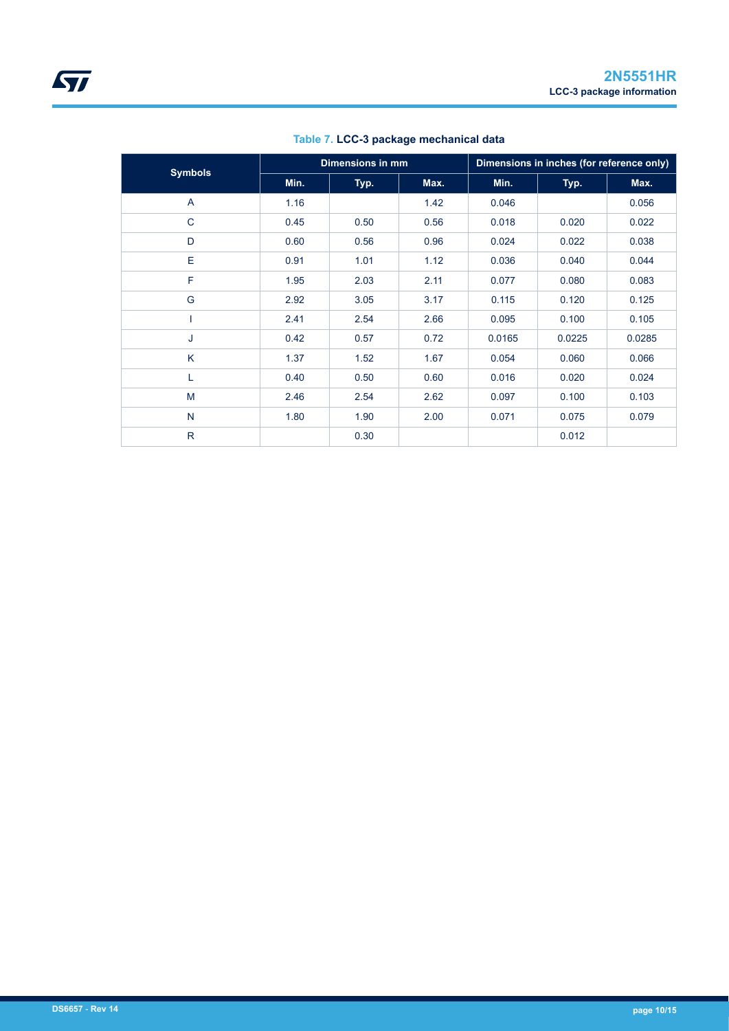**Table 7. LCC-3 package mechanical data**

| Symbols | Dimensions in mm | | | Dimensions in inches (for reference only) | | |
|---|---|---|---|---|---|---|
| | Min. | Typ. | Max. | Min. | Typ. | Max. |
| A | 1.16 | | 1.42 | 0.046 | | 0.056 |
| C | 0.45 | 0.50 | 0.56 | 0.018 | 0.020 | 0.022 |
| D | 0.60 | 0.56 | 0.96 | 0.024 | 0.022 | 0.038 |
| E | 0.91 | 1.01 | 1.12 | 0.036 | 0.040 | 0.044 |
| F | 1.95 | 2.03 | 2.11 | 0.077 | 0.080 | 0.083 |
| G | 2.92 | 3.05 | 3.17 | 0.115 | 0.120 | 0.125 |
| I | 2.41 | 2.54 | 2.66 | 0.095 | 0.100 | 0.105 |
| J | 0.42 | 0.57 | 0.72 | 0.0165 | 0.0225 | 0.0285 |
| K | 1.37 | 1.52 | 1.67 | 0.054 | 0.060 | 0.066 |
| L | 0.40 | 0.50 | 0.60 | 0.016 | 0.020 | 0.024 |
| M | 2.46 | 2.54 | 2.62 | 0.097 | 0.100 | 0.103 |
| N | 1.80 | 1.90 | 2.00 | 0.071 | 0.075 | 0.079 |
| R | | 0.30 | | | 0.012 | |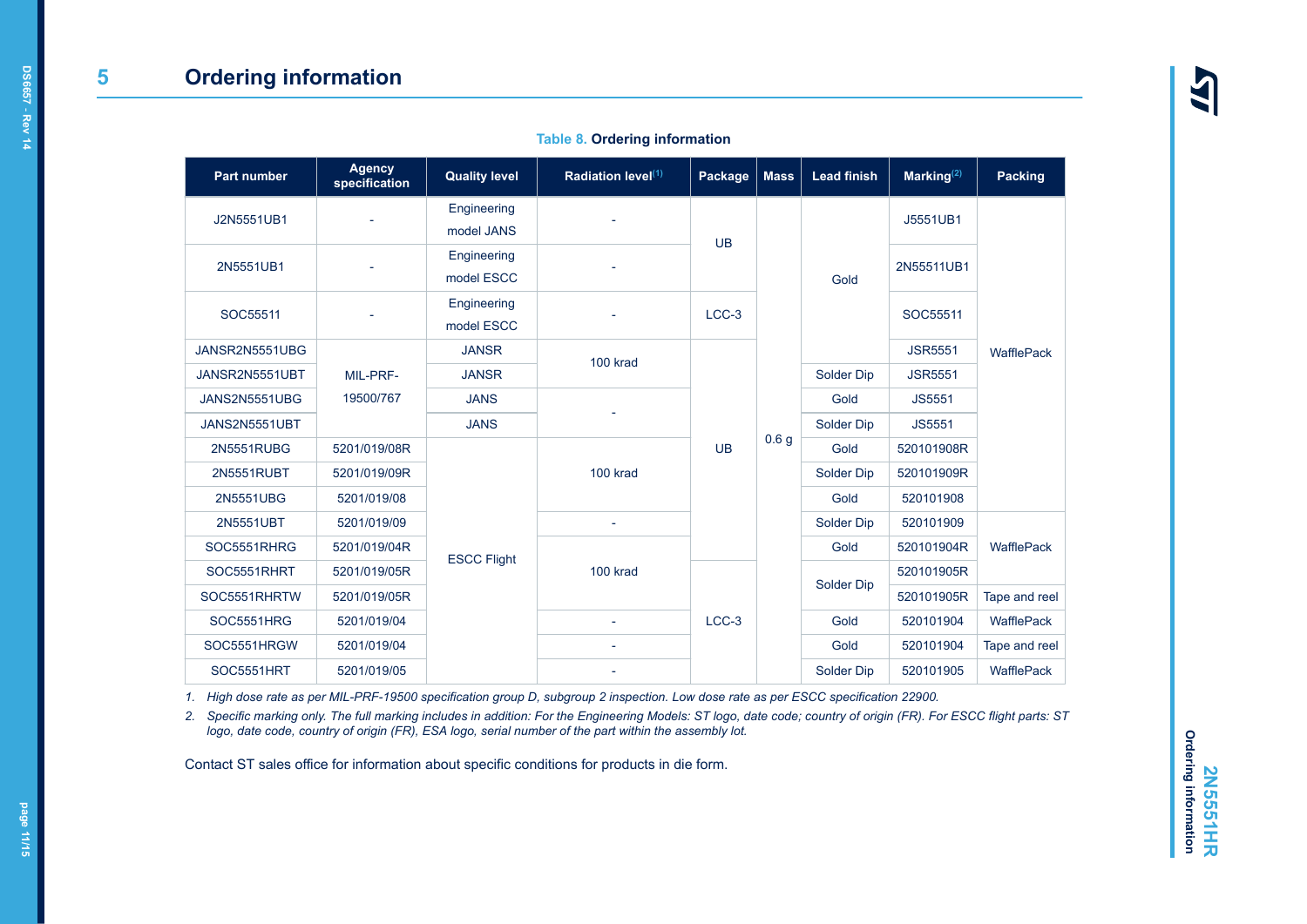## 5 Ordering information

**Table 8. Ordering information**

| Part number | Agency specification | Quality level | Radiation level[1] | Package | Mass | Lead finish | Marking[2] | Packing |
|---|---|---|---|---|---|---|---|---|
| J2N5551UB1 | - | Engineering model JANS | - | UB | 0.6 g | Gold | J5551UB1 | WafflePack |
| 2N5551UB1 | - | Engineering model ESCC | - | UB | 0.6 g | Gold | 2N55511UB1 | WafflePack |
| SOC55511 | - | Engineering model ESCC | - | LCC-3 | 0.6 g | Gold | SOC55511 | WafflePack |
| JANSR2N5551UBG | MIL-PRF-19500/767 | JANSR | 100 krad | UB | 0.6 g | Gold | JSR5551 | WafflePack |
| JANSR2N5551UBT | MIL-PRF-19500/767 | JANSR | 100 krad | UB | 0.6 g | Solder Dip | JSR5551 | WafflePack |
| JANS2N5551UBG | MIL-PRF-19500/767 | JANS | - | UB | 0.6 g | Gold | JS5551 | WafflePack |
| JANS2N5551UBT | MIL-PRF-19500/767 | JANS | - | UB | 0.6 g | Solder Dip | JS5551 | WafflePack |
| 2N5551RUBG | 5201/019/08R | ESCC Flight | 100 krad | UB | 0.6 g | Gold | 520101908R | WafflePack |
| 2N5551RUBT | 5201/019/09R | ESCC Flight | 100 krad | UB | 0.6 g | Solder Dip | 520101909R | WafflePack |
| 2N5551UBG | 5201/019/08 | ESCC Flight | 100 krad | UB | 0.6 g | Gold | 520101908 | WafflePack |
| 2N5551UBT | 5201/019/09 | ESCC Flight | - | UB | 0.6 g | Solder Dip | 520101909 | WafflePack |
| SOC5551RHRG | 5201/019/04R | ESCC Flight | 100 krad | UB | 0.6 g | Gold | 520101904R | WafflePack |
| SOC5551RHRT | 5201/019/05R | ESCC Flight | 100 krad | LCC-3 | 0.6 g | Solder Dip | 520101905R | WafflePack |
| SOC5551RHRTW | 5201/019/05R | ESCC Flight | 100 krad | LCC-3 | 0.6 g | Solder Dip | 520101905R | Tape and reel |
| SOC5551HRG | 5201/019/04 | ESCC Flight | - | LCC-3 | 0.6 g | Gold | 520101904 | WafflePack |
| SOC5551HRGW | 5201/019/04 | ESCC Flight | - | LCC-3 | 0.6 g | Gold | 520101904 | Tape and reel |
| SOC5551HRT | 5201/019/05 | ESCC Flight | - | LCC-3 | 0.6 g | Solder Dip | 520101905 | WafflePack |

1. *High dose rate as per MIL-PRF-19500 specification group D, subgroup 2 inspection. Low dose rate as per ESCC specification 22900.*
2. *Specific marking only. The full marking includes in addition: For the Engineering Models: ST logo, date code; country of origin (FR). For ESCC flight parts: ST logo, date code, country of origin (FR), ESA logo, serial number of the part within the assembly lot.*

Contact ST sales office for information about specific conditions for products in die form.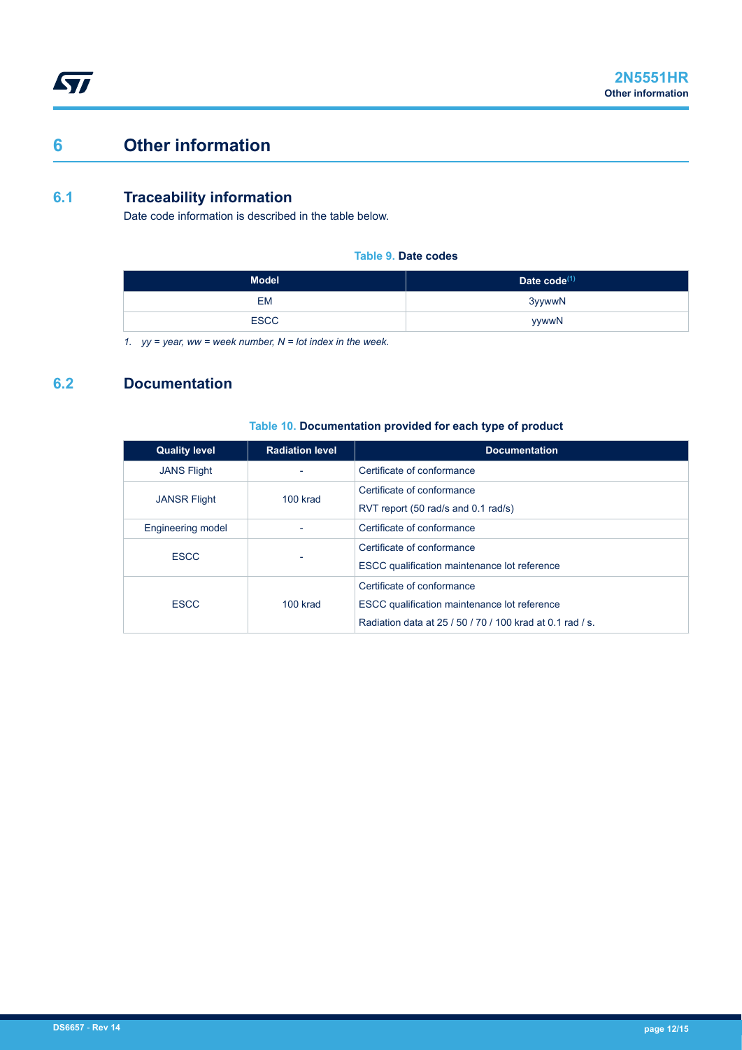# 6 Other information

## 6.1 Traceability information

Date code information is described in the table below.

**Table 9. Date codes**

| Model | Date code[1] |
|---|---|
| EM | 3yywwN |
| ESCC | yywwN |

*1. yy = year, ww = week number, N = lot index in the week.*

## 6.2 Documentation

**Table 10. Documentation provided for each type of product**

| Quality level | Radiation level | Documentation |
|---|---|---|
| JANS Flight | - | Certificate of conformance |
| JANSR Flight | 100 krad | Certificate of conformance<br>RVT report (50 rad/s and 0.1 rad/s) |
| Engineering model | - | Certificate of conformance |
| ESCC | - | Certificate of conformance<br>ESCC qualification maintenance lot reference |
| ESCC | 100 krad | Certificate of conformance<br>ESCC qualification maintenance lot reference<br>Radiation data at 25 / 50 / 70 / 100 krad at 0.1 rad / s. |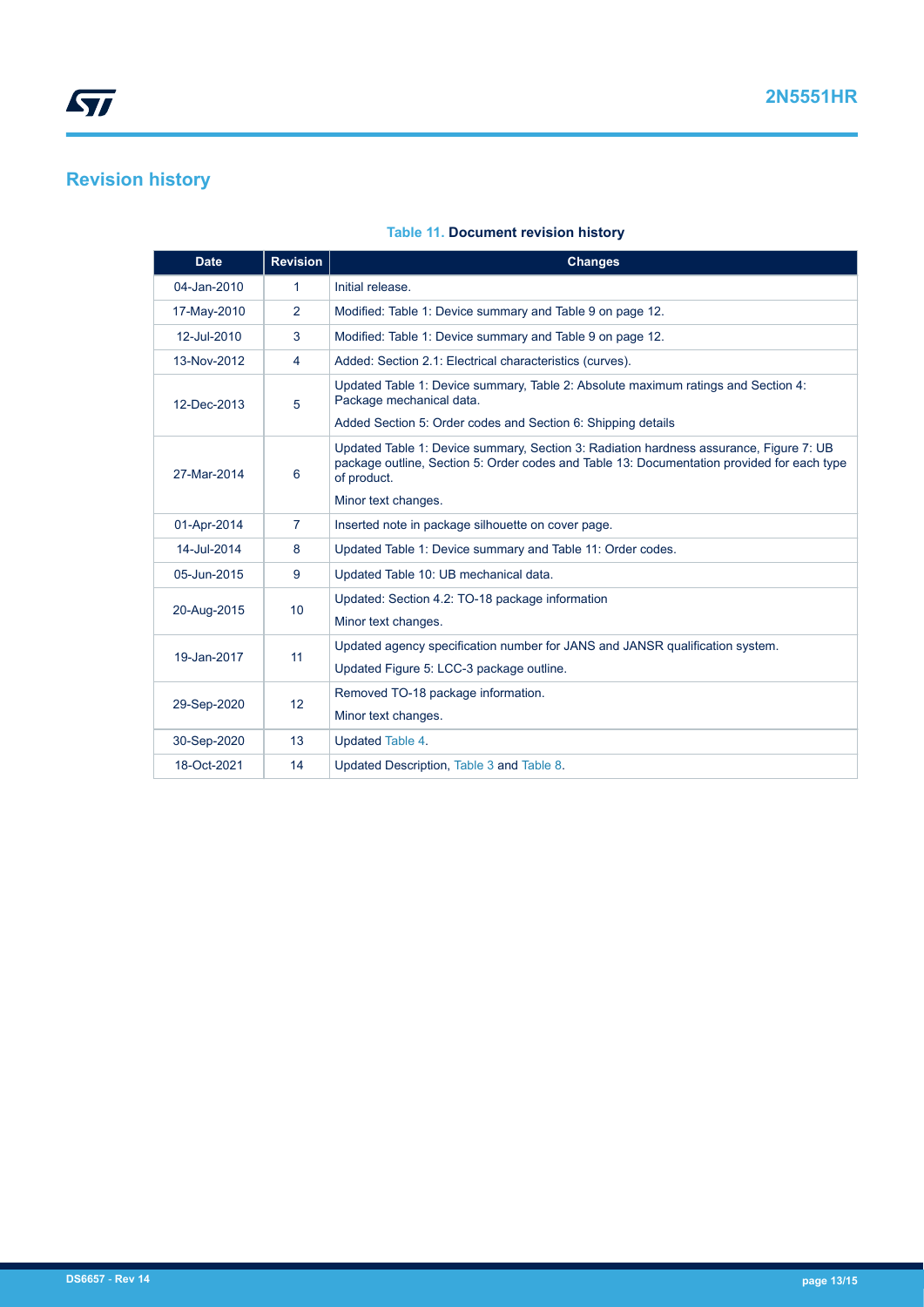# Revision history

**Table 11. Document revision history**

| Date | Revision | Changes |
|---|---|---|
| 04-Jan-2010 | 1 | Initial release. |
| 17-May-2010 | 2 | Modified: Table 1: Device summary and Table 9 on page 12. |
| 12-Jul-2010 | 3 | Modified: Table 1: Device summary and Table 9 on page 12. |
| 13-Nov-2012 | 4 | Added: Section 2.1: Electrical characteristics (curves). |
| 12-Dec-2013 | 5 | Updated Table 1: Device summary, Table 2: Absolute maximum ratings and Section 4: Package mechanical data.<br>Added Section 5: Order codes and Section 6: Shipping details |
| 27-Mar-2014 | 6 | Updated Table 1: Device summary, Section 3: Radiation hardness assurance, Figure 7: UB package outline, Section 5: Order codes and Table 13: Documentation provided for each type of product.<br>Minor text changes. |
| 01-Apr-2014 | 7 | Inserted note in package silhouette on cover page. |
| 14-Jul-2014 | 8 | Updated Table 1: Device summary and Table 11: Order codes. |
| 05-Jun-2015 | 9 | Updated Table 10: UB mechanical data. |
| 20-Aug-2015 | 10 | Updated: Section 4.2: TO-18 package information<br>Minor text changes. |
| 19-Jan-2017 | 11 | Updated agency specification number for JANS and JANSR qualification system.<br>Updated Figure 5: LCC-3 package outline. |
| 29-Sep-2020 | 12 | Removed TO-18 package information.<br>Minor text changes. |
| 30-Sep-2020 | 13 | Updated Table 4. |
| 18-Oct-2021 | 14 | Updated Description, Table 3 and Table 8. |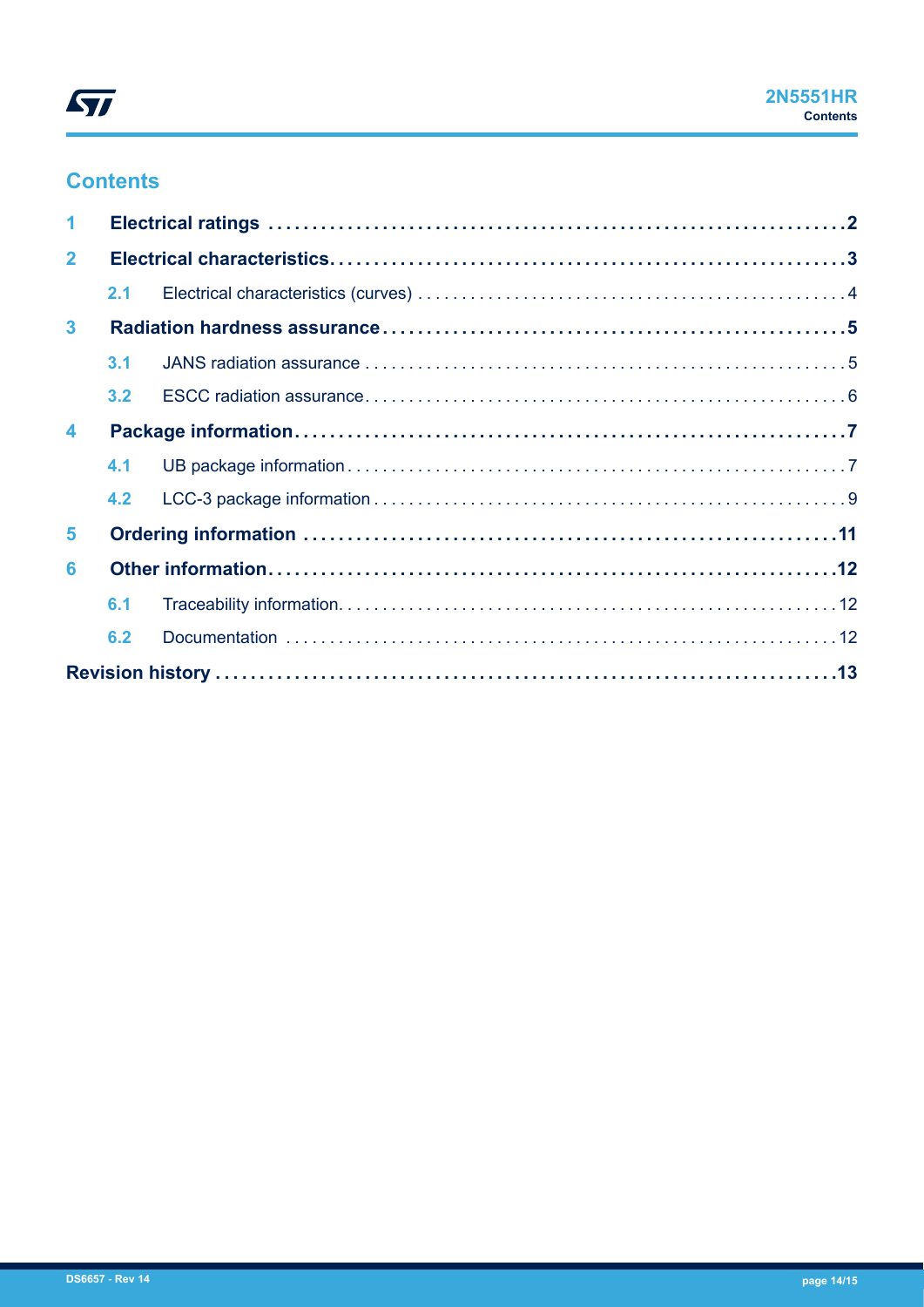# Contents

- **1 Electrical ratings** ..... 2
- **2 Electrical characteristics** ..... 3
  - 2.1 Electrical characteristics (curves) ..... 4
- **3 Radiation hardness assurance** ..... 5
  - 3.1 JANS radiation assurance ..... 5
  - 3.2 ESCC radiation assurance ..... 6
- **4 Package information** ..... 7
  - 4.1 UB package information ..... 7
  - 4.2 LCC-3 package information ..... 9
- **5 Ordering information** ..... 11
- **6 Other information** ..... 12
  - 6.1 Traceability information ..... 12
  - 6.2 Documentation ..... 12
- **Revision history** ..... 13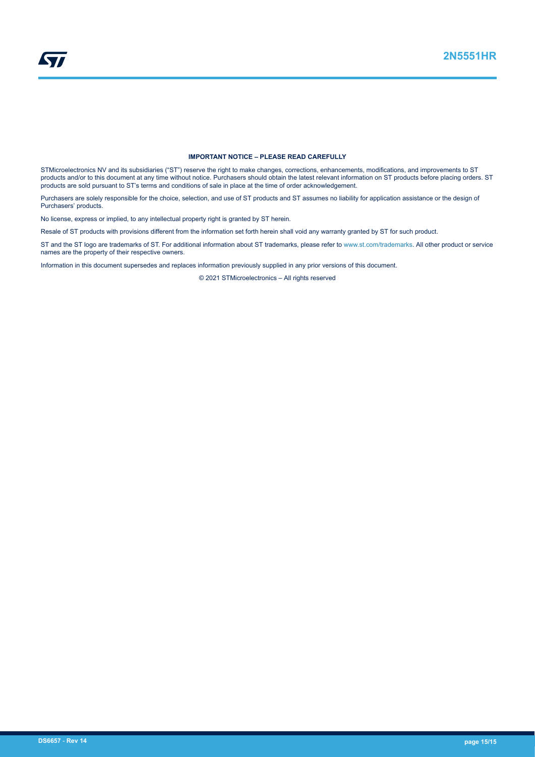**IMPORTANT NOTICE – PLEASE READ CAREFULLY**

STMicroelectronics NV and its subsidiaries ("ST") reserve the right to make changes, corrections, enhancements, modifications, and improvements to ST products and/or to this document at any time without notice. Purchasers should obtain the latest relevant information on ST products before placing orders. ST products are sold pursuant to ST's terms and conditions of sale in place at the time of order acknowledgement.

Purchasers are solely responsible for the choice, selection, and use of ST products and ST assumes no liability for application assistance or the design of Purchasers' products.

No license, express or implied, to any intellectual property right is granted by ST herein.

Resale of ST products with provisions different from the information set forth herein shall void any warranty granted by ST for such product.

ST and the ST logo are trademarks of ST. For additional information about ST trademarks, please refer to www.st.com/trademarks. All other product or service names are the property of their respective owners.

Information in this document supersedes and replaces information previously supplied in any prior versions of this document.

© 2021 STMicroelectronics – All rights reserved